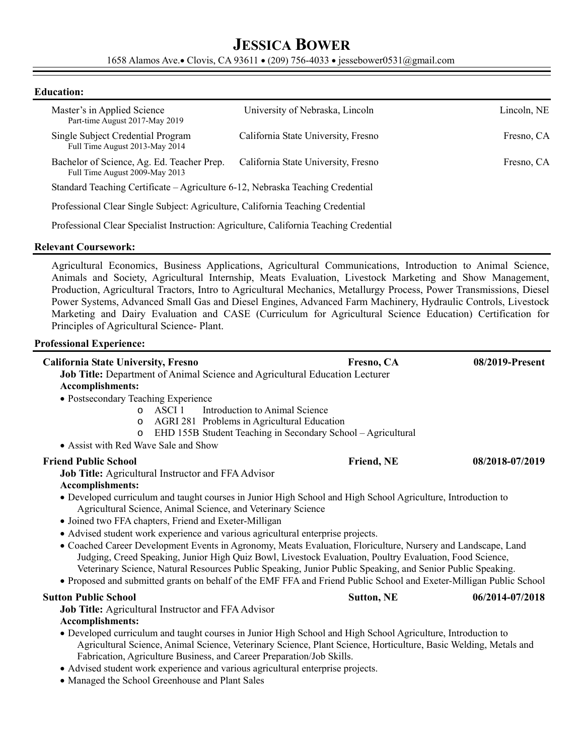# JESSICA BOWER

1658 Alamos Ave.• Clovis, CA 93611 • (209) 756-4033 • jessebower0531@gmail.com

## Education:

| | | |
|---|---|---|
| Master's in Applied Science<br>Part-time August 2017-May 2019 | University of Nebraska, Lincoln | Lincoln, NE |
| Single Subject Credential Program<br>Full Time August 2013-May 2014 | California State University, Fresno | Fresno, CA |
| Bachelor of Science, Ag. Ed. Teacher Prep.<br>Full Time August 2009-May 2013 | California State University, Fresno | Fresno, CA |

Standard Teaching Certificate – Agriculture 6-12, Nebraska Teaching Credential

Professional Clear Single Subject: Agriculture, California Teaching Credential

Professional Clear Specialist Instruction: Agriculture, California Teaching Credential

## Relevant Coursework:

Agricultural Economics, Business Applications, Agricultural Communications, Introduction to Animal Science, Animals and Society, Agricultural Internship, Meats Evaluation, Livestock Marketing and Show Management, Production, Agricultural Tractors, Intro to Agricultural Mechanics, Metallurgy Process, Power Transmissions, Diesel Power Systems, Advanced Small Gas and Diesel Engines, Advanced Farm Machinery, Hydraulic Controls, Livestock Marketing and Dairy Evaluation and CASE (Curriculum for Agricultural Science Education) Certification for Principles of Agricultural Science- Plant.

## Professional Experience:

**California State University, Fresno** — **Fresno, CA** — **08/2019-Present**

**Job Title:** Department of Animal Science and Agricultural Education Lecturer

**Accomplishments:**

- Postsecondary Teaching Experience
  - ASCI 1 Introduction to Animal Science
  - AGRI 281 Problems in Agricultural Education
  - EHD 155B Student Teaching in Secondary School – Agricultural
- Assist with Red Wave Sale and Show

**Friend Public School** — **Friend, NE** — **08/2018-07/2019**

**Job Title:** Agricultural Instructor and FFA Advisor

**Accomplishments:**

- Developed curriculum and taught courses in Junior High School and High School Agriculture, Introduction to Agricultural Science, Animal Science, and Veterinary Science
- Joined two FFA chapters, Friend and Exeter-Milligan
- Advised student work experience and various agricultural enterprise projects.
- Coached Career Development Events in Agronomy, Meats Evaluation, Floriculture, Nursery and Landscape, Land Judging, Creed Speaking, Junior High Quiz Bowl, Livestock Evaluation, Poultry Evaluation, Food Science, Veterinary Science, Natural Resources Public Speaking, Junior Public Speaking, and Senior Public Speaking.
- Proposed and submitted grants on behalf of the EMF FFA and Friend Public School and Exeter-Milligan Public School

**Sutton Public School** — **Sutton, NE** — **06/2014-07/2018**

**Job Title:** Agricultural Instructor and FFA Advisor

**Accomplishments:**

- Developed curriculum and taught courses in Junior High School and High School Agriculture, Introduction to Agricultural Science, Animal Science, Veterinary Science, Plant Science, Horticulture, Basic Welding, Metals and Fabrication, Agriculture Business, and Career Preparation/Job Skills.
- Advised student work experience and various agricultural enterprise projects.
- Managed the School Greenhouse and Plant Sales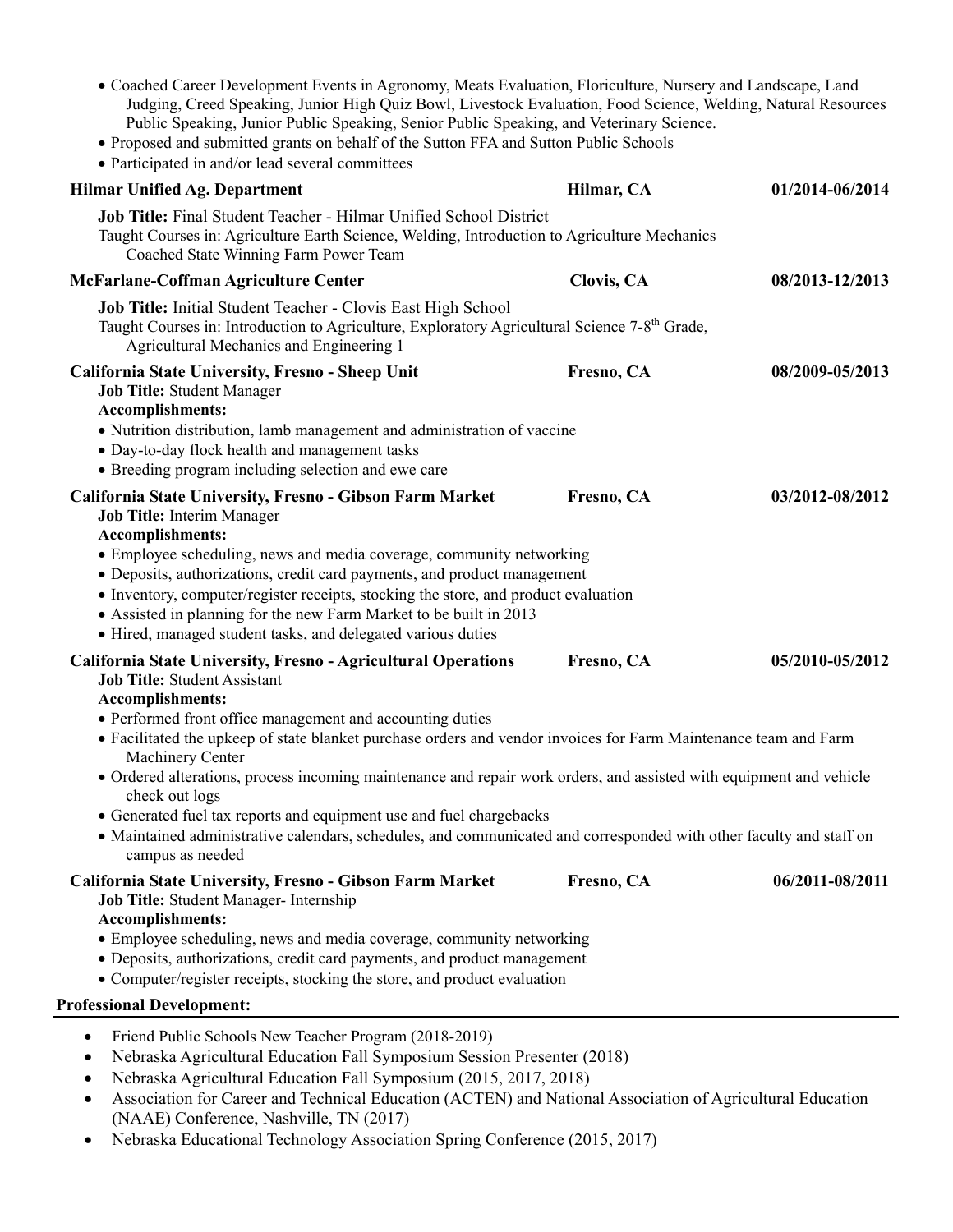- Coached Career Development Events in Agronomy, Meats Evaluation, Floriculture, Nursery and Landscape, Land Judging, Creed Speaking, Junior High Quiz Bowl, Livestock Evaluation, Food Science, Welding, Natural Resources Public Speaking, Junior Public Speaking, Senior Public Speaking, and Veterinary Science.
- Proposed and submitted grants on behalf of the Sutton FFA and Sutton Public Schools
- Participated in and/or lead several committees

**Hilmar Unified Ag. Department** — **Hilmar, CA** — **01/2014-06/2014**

**Job Title:** Final Student Teacher - Hilmar Unified School District
Taught Courses in: Agriculture Earth Science, Welding, Introduction to Agriculture Mechanics
Coached State Winning Farm Power Team

**McFarlane-Coffman Agriculture Center** — **Clovis, CA** — **08/2013-12/2013**

**Job Title:** Initial Student Teacher - Clovis East High School
Taught Courses in: Introduction to Agriculture, Exploratory Agricultural Science 7-8th Grade, Agricultural Mechanics and Engineering 1

**California State University, Fresno - Sheep Unit** — **Fresno, CA** — **08/2009-05/2013**
**Job Title:** Student Manager
**Accomplishments:**
- Nutrition distribution, lamb management and administration of vaccine
- Day-to-day flock health and management tasks
- Breeding program including selection and ewe care

**California State University, Fresno - Gibson Farm Market** — **Fresno, CA** — **03/2012-08/2012**
**Job Title:** Interim Manager
**Accomplishments:**
- Employee scheduling, news and media coverage, community networking
- Deposits, authorizations, credit card payments, and product management
- Inventory, computer/register receipts, stocking the store, and product evaluation
- Assisted in planning for the new Farm Market to be built in 2013
- Hired, managed student tasks, and delegated various duties

**California State University, Fresno - Agricultural Operations** — **Fresno, CA** — **05/2010-05/2012**
**Job Title:** Student Assistant
**Accomplishments:**
- Performed front office management and accounting duties
- Facilitated the upkeep of state blanket purchase orders and vendor invoices for Farm Maintenance team and Farm Machinery Center
- Ordered alterations, process incoming maintenance and repair work orders, and assisted with equipment and vehicle check out logs
- Generated fuel tax reports and equipment use and fuel chargebacks
- Maintained administrative calendars, schedules, and communicated and corresponded with other faculty and staff on campus as needed

**California State University, Fresno - Gibson Farm Market** — **Fresno, CA** — **06/2011-08/2011**
**Job Title:** Student Manager- Internship
**Accomplishments:**
- Employee scheduling, news and media coverage, community networking
- Deposits, authorizations, credit card payments, and product management
- Computer/register receipts, stocking the store, and product evaluation

## Professional Development:

- Friend Public Schools New Teacher Program (2018-2019)
- Nebraska Agricultural Education Fall Symposium Session Presenter (2018)
- Nebraska Agricultural Education Fall Symposium (2015, 2017, 2018)
- Association for Career and Technical Education (ACTEN) and National Association of Agricultural Education (NAAE) Conference, Nashville, TN (2017)
- Nebraska Educational Technology Association Spring Conference (2015, 2017)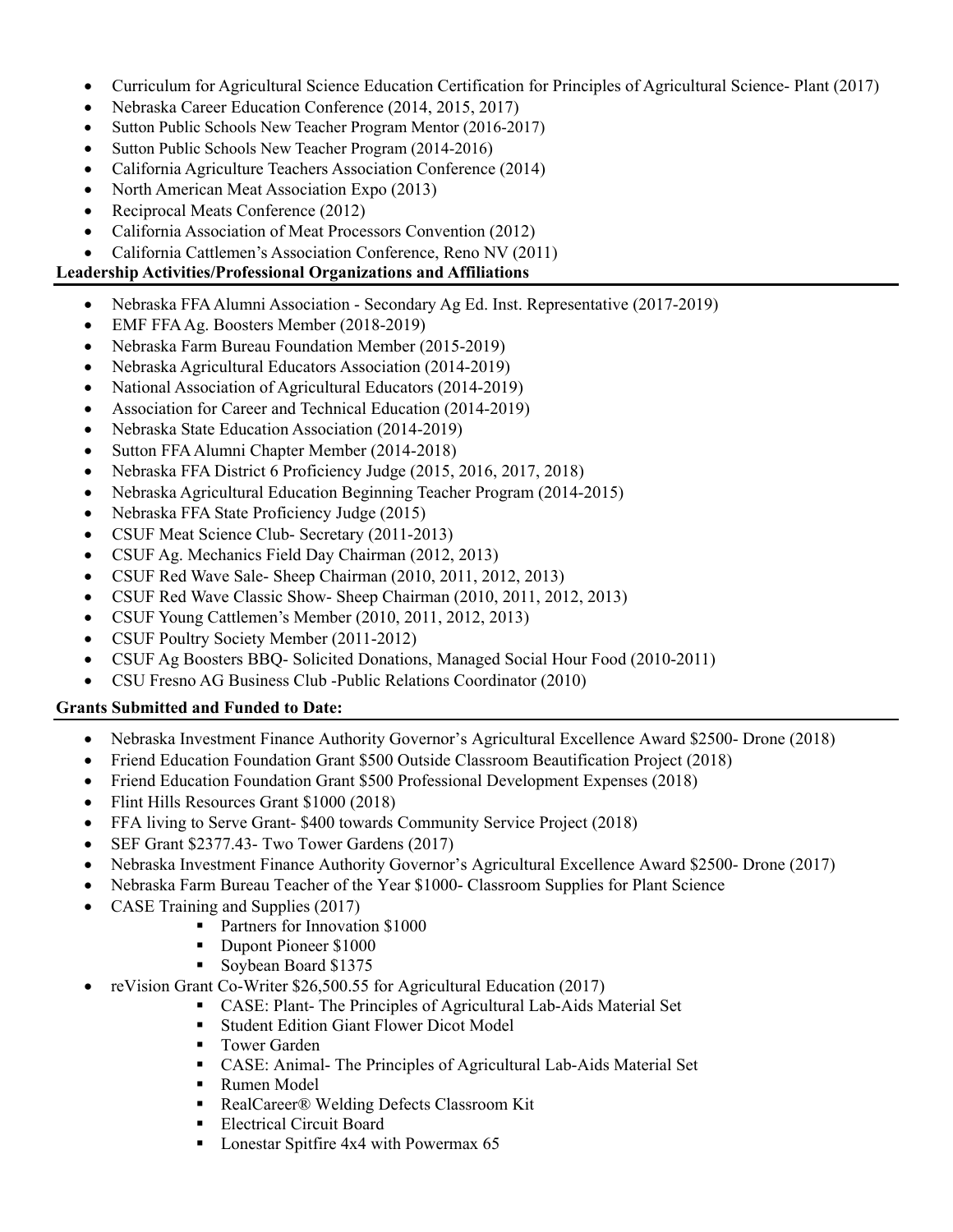- Curriculum for Agricultural Science Education Certification for Principles of Agricultural Science- Plant (2017)
- Nebraska Career Education Conference (2014, 2015, 2017)
- Sutton Public Schools New Teacher Program Mentor (2016-2017)
- Sutton Public Schools New Teacher Program (2014-2016)
- California Agriculture Teachers Association Conference (2014)
- North American Meat Association Expo (2013)
- Reciprocal Meats Conference (2012)
- California Association of Meat Processors Convention (2012)
- California Cattlemen's Association Conference, Reno NV (2011)

## Leadership Activities/Professional Organizations and Affiliations

- Nebraska FFA Alumni Association - Secondary Ag Ed. Inst. Representative (2017-2019)
- EMF FFA Ag. Boosters Member (2018-2019)
- Nebraska Farm Bureau Foundation Member (2015-2019)
- Nebraska Agricultural Educators Association (2014-2019)
- National Association of Agricultural Educators (2014-2019)
- Association for Career and Technical Education (2014-2019)
- Nebraska State Education Association (2014-2019)
- Sutton FFA Alumni Chapter Member (2014-2018)
- Nebraska FFA District 6 Proficiency Judge (2015, 2016, 2017, 2018)
- Nebraska Agricultural Education Beginning Teacher Program (2014-2015)
- Nebraska FFA State Proficiency Judge (2015)
- CSUF Meat Science Club- Secretary (2011-2013)
- CSUF Ag. Mechanics Field Day Chairman (2012, 2013)
- CSUF Red Wave Sale- Sheep Chairman (2010, 2011, 2012, 2013)
- CSUF Red Wave Classic Show- Sheep Chairman (2010, 2011, 2012, 2013)
- CSUF Young Cattlemen's Member (2010, 2011, 2012, 2013)
- CSUF Poultry Society Member (2011-2012)
- CSUF Ag Boosters BBQ- Solicited Donations, Managed Social Hour Food (2010-2011)
- CSU Fresno AG Business Club -Public Relations Coordinator (2010)

## Grants Submitted and Funded to Date:

- Nebraska Investment Finance Authority Governor's Agricultural Excellence Award $2500- Drone (2018)
- Friend Education Foundation Grant $500 Outside Classroom Beautification Project (2018)
- Friend Education Foundation Grant $500 Professional Development Expenses (2018)
- Flint Hills Resources Grant $1000 (2018)
- FFA living to Serve Grant- $400 towards Community Service Project (2018)
- SEF Grant $2377.43- Two Tower Gardens (2017)
- Nebraska Investment Finance Authority Governor's Agricultural Excellence Award $2500- Drone (2017)
- Nebraska Farm Bureau Teacher of the Year $1000- Classroom Supplies for Plant Science
- CASE Training and Supplies (2017)
    - Partners for Innovation $1000
    - Dupont Pioneer $1000
    - Soybean Board $1375
- reVision Grant Co-Writer $26,500.55 for Agricultural Education (2017)
    - CASE: Plant- The Principles of Agricultural Lab-Aids Material Set
    - Student Edition Giant Flower Dicot Model
    - Tower Garden
    - CASE: Animal- The Principles of Agricultural Lab-Aids Material Set
    - Rumen Model
    - RealCareer® Welding Defects Classroom Kit
    - Electrical Circuit Board
    - Lonestar Spitfire 4x4 with Powermax 65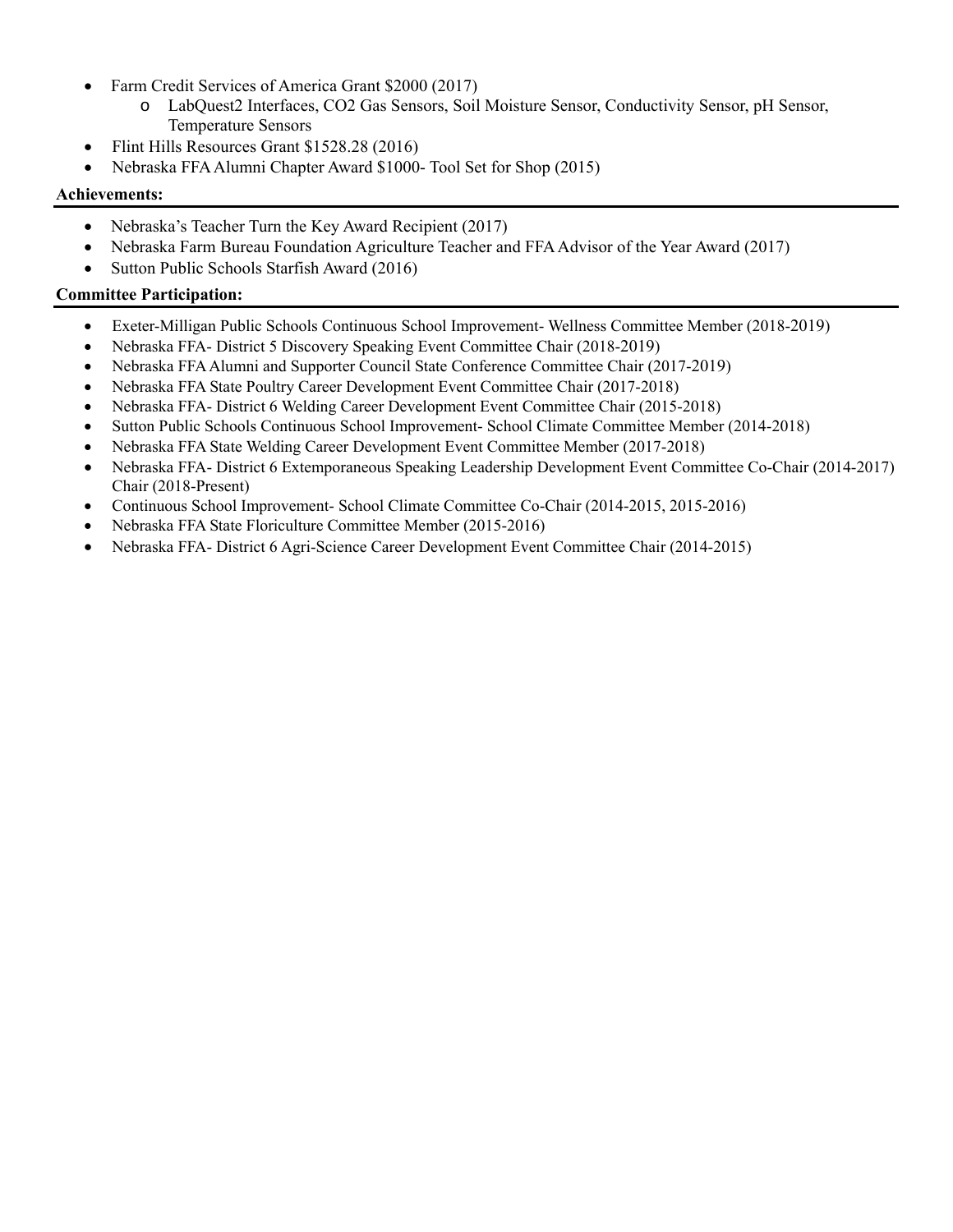- Farm Credit Services of America Grant $2000 (2017)
  - LabQuest2 Interfaces, $CO_2$ Gas Sensors, Soil Moisture Sensor, Conductivity Sensor, pH Sensor, Temperature Sensors
- Flint Hills Resources Grant $1528.28 (2016)
- Nebraska FFA Alumni Chapter Award $1000- Tool Set for Shop (2015)

**Achievements:**

- Nebraska's Teacher Turn the Key Award Recipient (2017)
- Nebraska Farm Bureau Foundation Agriculture Teacher and FFA Advisor of the Year Award (2017)
- Sutton Public Schools Starfish Award (2016)

**Committee Participation:**

- Exeter-Milligan Public Schools Continuous School Improvement- Wellness Committee Member (2018-2019)
- Nebraska FFA- District 5 Discovery Speaking Event Committee Chair (2018-2019)
- Nebraska FFA Alumni and Supporter Council State Conference Committee Chair (2017-2019)
- Nebraska FFA State Poultry Career Development Event Committee Chair (2017-2018)
- Nebraska FFA- District 6 Welding Career Development Event Committee Chair (2015-2018)
- Sutton Public Schools Continuous School Improvement- School Climate Committee Member (2014-2018)
- Nebraska FFA State Welding Career Development Event Committee Member (2017-2018)
- Nebraska FFA- District 6 Extemporaneous Speaking Leadership Development Event Committee Co-Chair (2014-2017) Chair (2018-Present)
- Continuous School Improvement- School Climate Committee Co-Chair (2014-2015, 2015-2016)
- Nebraska FFA State Floriculture Committee Member (2015-2016)
- Nebraska FFA- District 6 Agri-Science Career Development Event Committee Chair (2014-2015)